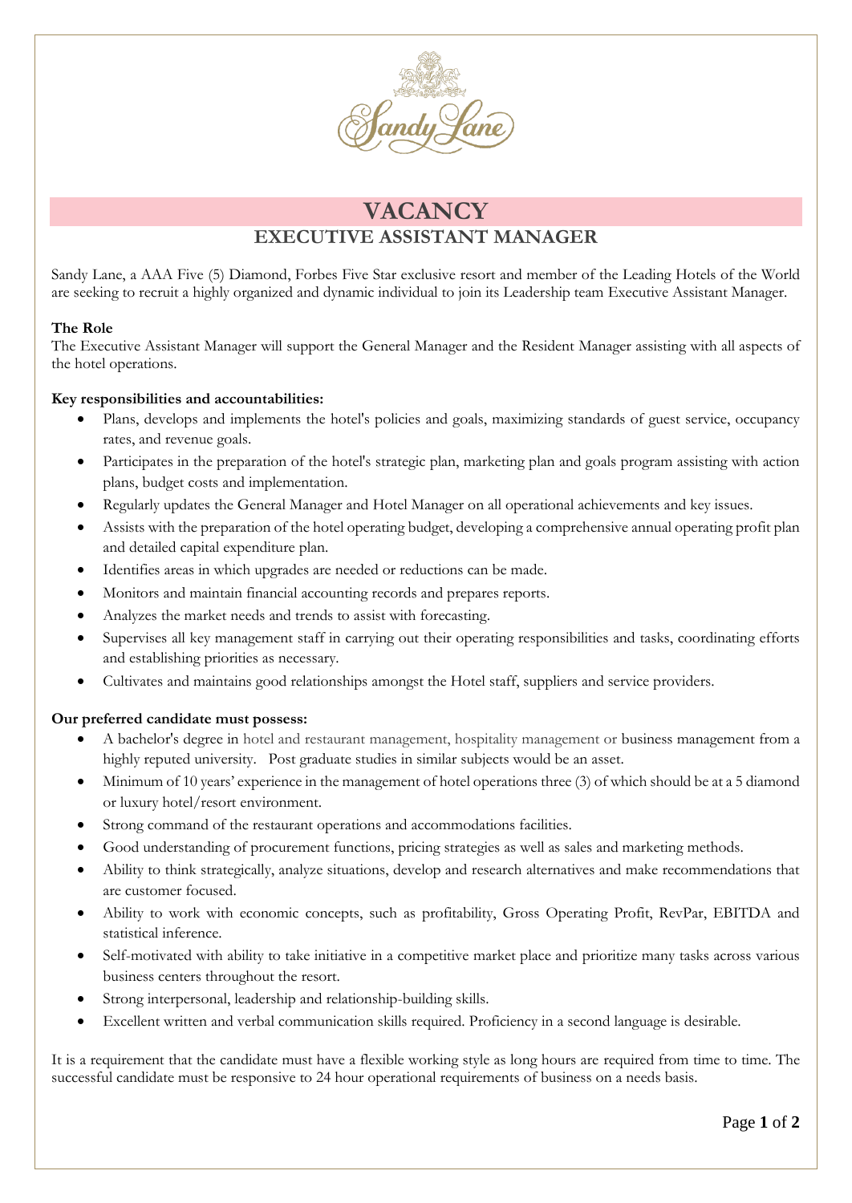# VACANCY

## EXECUTIVE ASSISTANT MANAGER

Sandy Lane, a AAA Five (5) Diamond, Forbes Five Star exclusive resort and member of the Leading Hotels of the World are seeking to recruit a highly organized and dynamic individual to join its Leadership team Executive Assistant Manager.

**The Role**

The Executive Assistant Manager will support the General Manager and the Resident Manager assisting with all aspects of the hotel operations.

**Key responsibilities and accountabilities:**

- Plans, develops and implements the hotel's policies and goals, maximizing standards of guest service, occupancy rates, and revenue goals.
- Participates in the preparation of the hotel's strategic plan, marketing plan and goals program assisting with action plans, budget costs and implementation.
- Regularly updates the General Manager and Hotel Manager on all operational achievements and key issues.
- Assists with the preparation of the hotel operating budget, developing a comprehensive annual operating profit plan and detailed capital expenditure plan.
- Identifies areas in which upgrades are needed or reductions can be made.
- Monitors and maintain financial accounting records and prepares reports.
- Analyzes the market needs and trends to assist with forecasting.
- Supervises all key management staff in carrying out their operating responsibilities and tasks, coordinating efforts and establishing priorities as necessary.
- Cultivates and maintains good relationships amongst the Hotel staff, suppliers and service providers.

**Our preferred candidate must possess:**

- A bachelor's degree in hotel and restaurant management, hospitality management or business management from a highly reputed university. Post graduate studies in similar subjects would be an asset.
- Minimum of 10 years' experience in the management of hotel operations three (3) of which should be at a 5 diamond or luxury hotel/resort environment.
- Strong command of the restaurant operations and accommodations facilities.
- Good understanding of procurement functions, pricing strategies as well as sales and marketing methods.
- Ability to think strategically, analyze situations, develop and research alternatives and make recommendations that are customer focused.
- Ability to work with economic concepts, such as profitability, Gross Operating Profit, RevPar, EBITDA and statistical inference.
- Self-motivated with ability to take initiative in a competitive market place and prioritize many tasks across various business centers throughout the resort.
- Strong interpersonal, leadership and relationship-building skills.
- Excellent written and verbal communication skills required. Proficiency in a second language is desirable.

It is a requirement that the candidate must have a flexible working style as long hours are required from time to time. The successful candidate must be responsive to 24 hour operational requirements of business on a needs basis.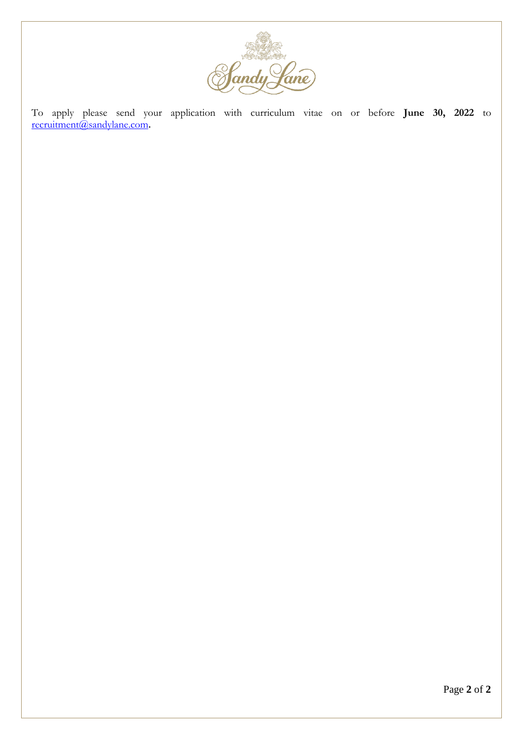To apply please send your application with curriculum vitae on or before **June 30, 2022** to recruitment@sandylane.com**.**